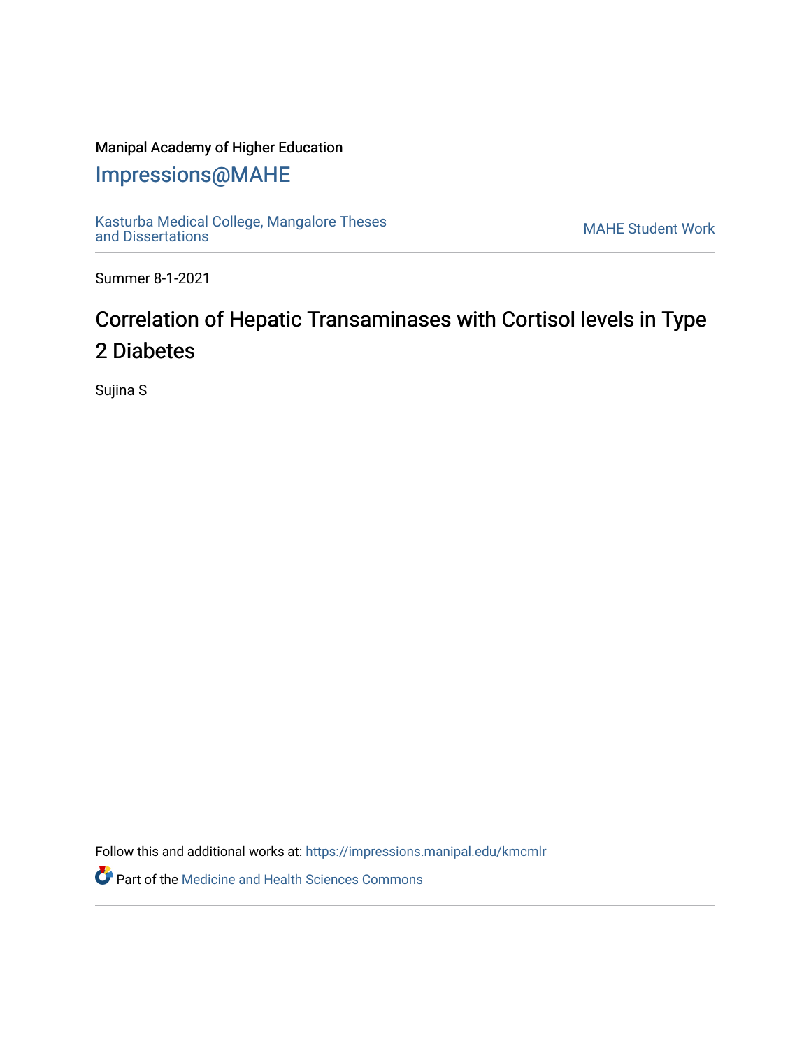Manipal Academy of Higher Education

Impressions@MAHE

Kasturba Medical College, Mangalore Theses and Dissertations

MAHE Student Work

Summer 8-1-2021

# Correlation of Hepatic Transaminases with Cortisol levels in Type 2 Diabetes

Sujina S

Follow this and additional works at: https://impressions.manipal.edu/kmcmlr

Part of the Medicine and Health Sciences Commons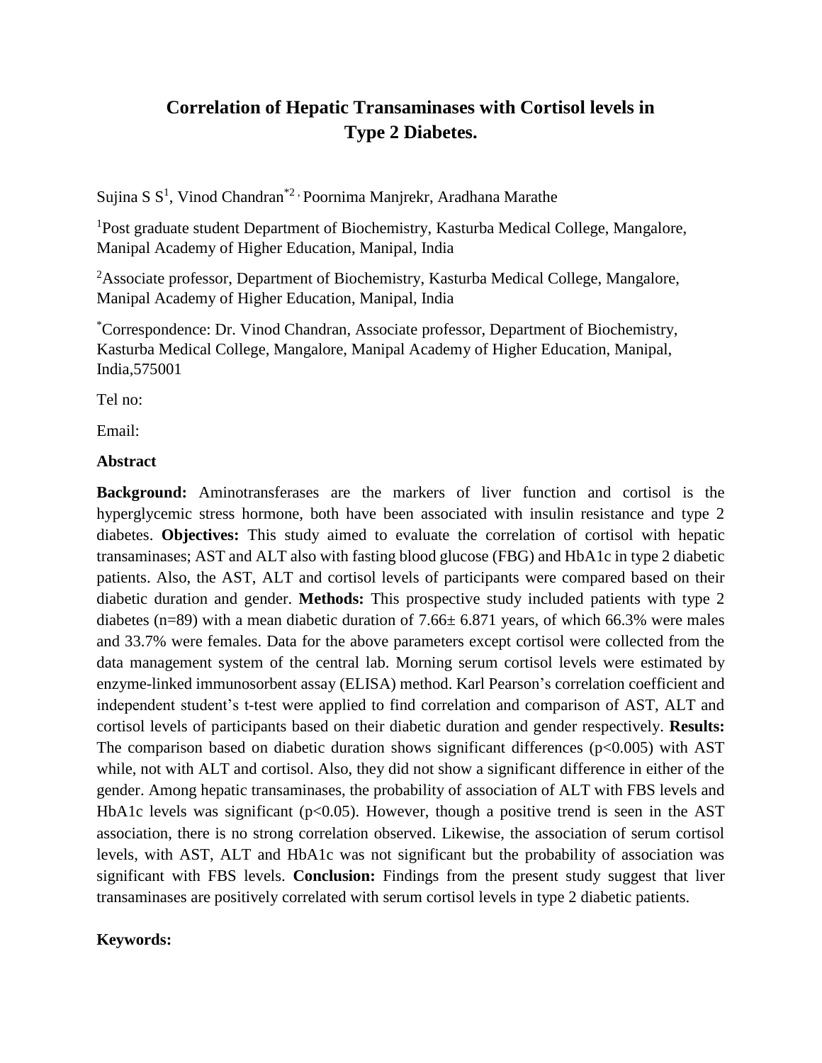# Correlation of Hepatic Transaminases with Cortisol levels in Type 2 Diabetes.

Sujina S S[1], Vinod Chandran[*2], Poornima Manjrekr, Aradhana Marathe

[1]Post graduate student Department of Biochemistry, Kasturba Medical College, Mangalore, Manipal Academy of Higher Education, Manipal, India

[2]Associate professor, Department of Biochemistry, Kasturba Medical College, Mangalore, Manipal Academy of Higher Education, Manipal, India

[*]Correspondence: Dr. Vinod Chandran, Associate professor, Department of Biochemistry, Kasturba Medical College, Mangalore, Manipal Academy of Higher Education, Manipal, India,575001

Tel no:

Email:

**Abstract**

**Background:** Aminotransferases are the markers of liver function and cortisol is the hyperglycemic stress hormone, both have been associated with insulin resistance and type 2 diabetes. **Objectives:** This study aimed to evaluate the correlation of cortisol with hepatic transaminases; AST and ALT also with fasting blood glucose (FBG) and HbA1c in type 2 diabetic patients. Also, the AST, ALT and cortisol levels of participants were compared based on their diabetic duration and gender. **Methods:** This prospective study included patients with type 2 diabetes (n=89) with a mean diabetic duration of 7.66± 6.871 years, of which 66.3% were males and 33.7% were females. Data for the above parameters except cortisol were collected from the data management system of the central lab. Morning serum cortisol levels were estimated by enzyme-linked immunosorbent assay (ELISA) method. Karl Pearson's correlation coefficient and independent student's t-test were applied to find correlation and comparison of AST, ALT and cortisol levels of participants based on their diabetic duration and gender respectively. **Results:** The comparison based on diabetic duration shows significant differences ($p<0.005$) with AST while, not with ALT and cortisol. Also, they did not show a significant difference in either of the gender. Among hepatic transaminases, the probability of association of ALT with FBS levels and HbA1c levels was significant ($p<0.05$). However, though a positive trend is seen in the AST association, there is no strong correlation observed. Likewise, the association of serum cortisol levels, with AST, ALT and HbA1c was not significant but the probability of association was significant with FBS levels. **Conclusion:** Findings from the present study suggest that liver transaminases are positively correlated with serum cortisol levels in type 2 diabetic patients.

**Keywords:**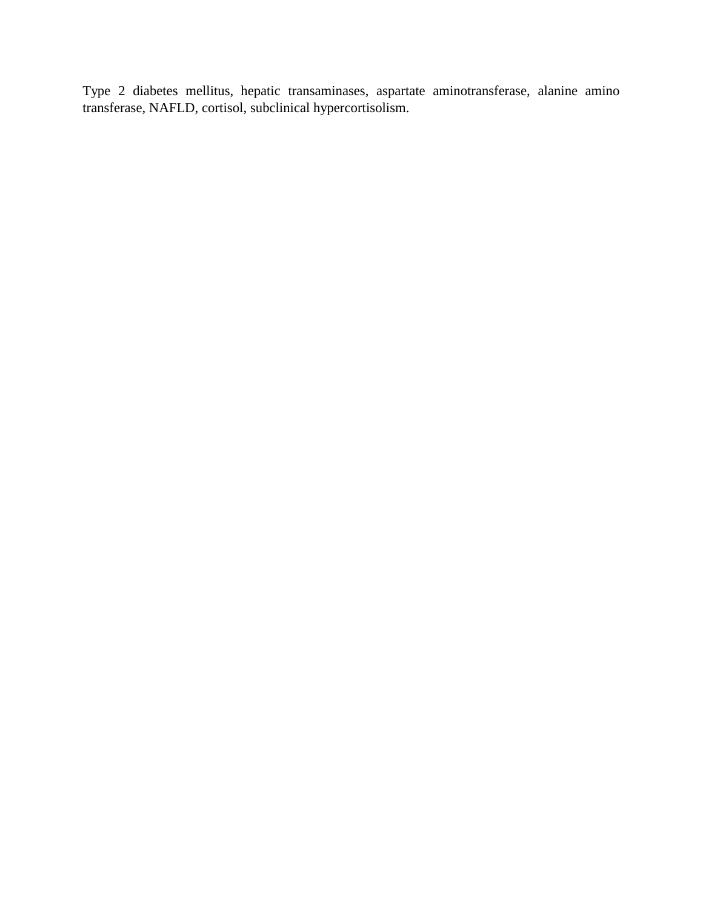Type 2 diabetes mellitus, hepatic transaminases, aspartate aminotransferase, alanine amino transferase, NAFLD, cortisol, subclinical hypercortisolism.